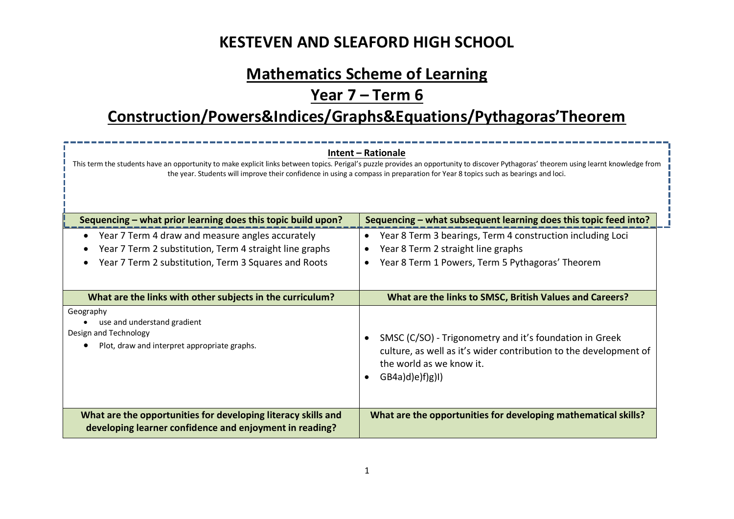# KESTEVEN AND SLEAFORD HIGH SCHOOL

## Mathematics Scheme of Learning

## Year 7 – Term 6

## Construction/Powers&Indices/Graphs&Equations/Pythagoras'Theorem

**Intent – Rationale**

This term the students have an opportunity to make explicit links between topics. Perigal's puzzle provides an opportunity to discover Pythagoras' theorem using learnt knowledge from the year. Students will improve their confidence in using a compass in preparation for Year 8 topics such as bearings and loci.

| Sequencing – what prior learning does this topic build upon? | Sequencing – what subsequent learning does this topic feed into? |
|---|---|
| • Year 7 Term 4 draw and measure angles accurately<br>• Year 7 Term 2 substitution, Term 4 straight line graphs<br>• Year 7 Term 2 substitution, Term 3 Squares and Roots | • Year 8 Term 3 bearings, Term 4 construction including Loci<br>• Year 8 Term 2 straight line graphs<br>• Year 8 Term 1 Powers, Term 5 Pythagoras' Theorem |
| **What are the links with other subjects in the curriculum?** | **What are the links to SMSC, British Values and Careers?** |
| Geography<br>• use and understand gradient<br>Design and Technology<br>• Plot, draw and interpret appropriate graphs. | • SMSC (C/SO) - Trigonometry and it's foundation in Greek culture, as well as it's wider contribution to the development of the world as we know it.<br>• GB4a)d)e)f)g)I) |
| **What are the opportunities for developing literacy skills and developing learner confidence and enjoyment in reading?** | **What are the opportunities for developing mathematical skills?** |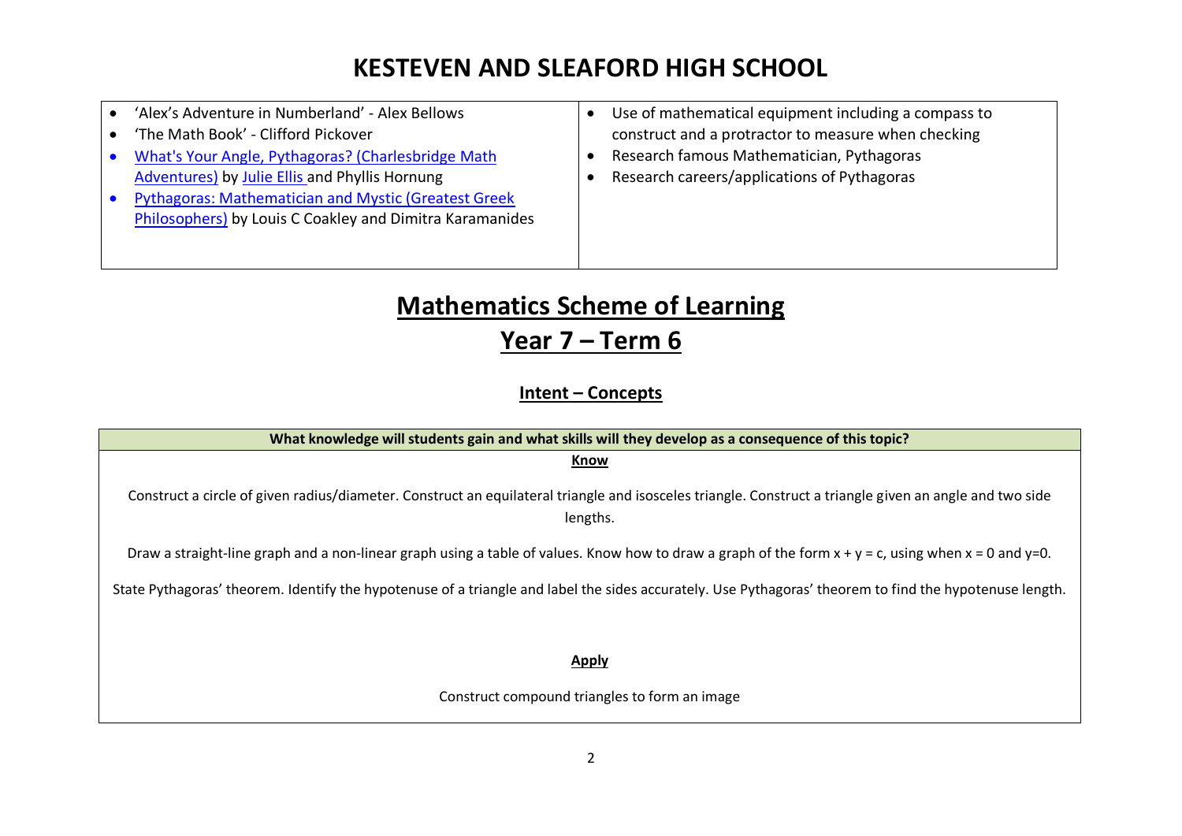# KESTEVEN AND SLEAFORD HIGH SCHOOL

| | |
|---|---|
| • 'Alex's Adventure in Numberland' - Alex Bellows<br>• 'The Math Book' - Clifford Pickover<br>• What's Your Angle, Pythagoras? (Charlesbridge Math Adventures) by Julie Ellis and Phyllis Hornung<br>• Pythagoras: Mathematician and Mystic (Greatest Greek Philosophers) by Louis C Coakley and Dimitra Karamanides | • Use of mathematical equipment including a compass to construct and a protractor to measure when checking<br>• Research famous Mathematician, Pythagoras<br>• Research careers/applications of Pythagoras |

## Mathematics Scheme of Learning

## Year 7 – Term 6

### Intent – Concepts

| What knowledge will students gain and what skills will they develop as a consequence of this topic? |
|---|
| **Know**<br><br>Construct a circle of given radius/diameter. Construct an equilateral triangle and isosceles triangle. Construct a triangle given an angle and two side lengths.<br><br>Draw a straight-line graph and a non-linear graph using a table of values. Know how to draw a graph of the form $x + y = c$, using when $x = 0$ and $y=0$.<br><br>State Pythagoras' theorem. Identify the hypotenuse of a triangle and label the sides accurately. Use Pythagoras' theorem to find the hypotenuse length.<br><br>**Apply**<br><br>Construct compound triangles to form an image |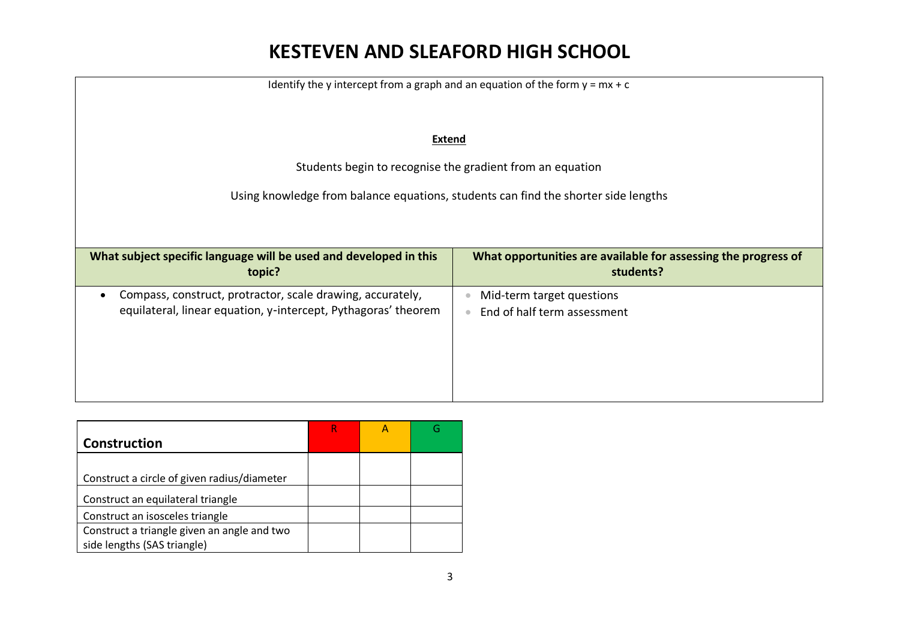# KESTEVEN AND SLEAFORD HIGH SCHOOL

Identify the y intercept from a graph and an equation of the form $y = mx + c$

**Extend**

Students begin to recognise the gradient from an equation

Using knowledge from balance equations, students can find the shorter side lengths

| What subject specific language will be used and developed in this topic? | What opportunities are available for assessing the progress of students? |
|---|---|
| • Compass, construct, protractor, scale drawing, accurately, equilateral, linear equation, y-intercept, Pythagoras' theorem | • Mid-term target questions<br>• End of half term assessment |

| Construction | R | A | G |
|---|---|---|---|
| Construct a circle of given radius/diameter | | | |
| Construct an equilateral triangle | | | |
| Construct an isosceles triangle | | | |
| Construct a triangle given an angle and two side lengths (SAS triangle) | | | |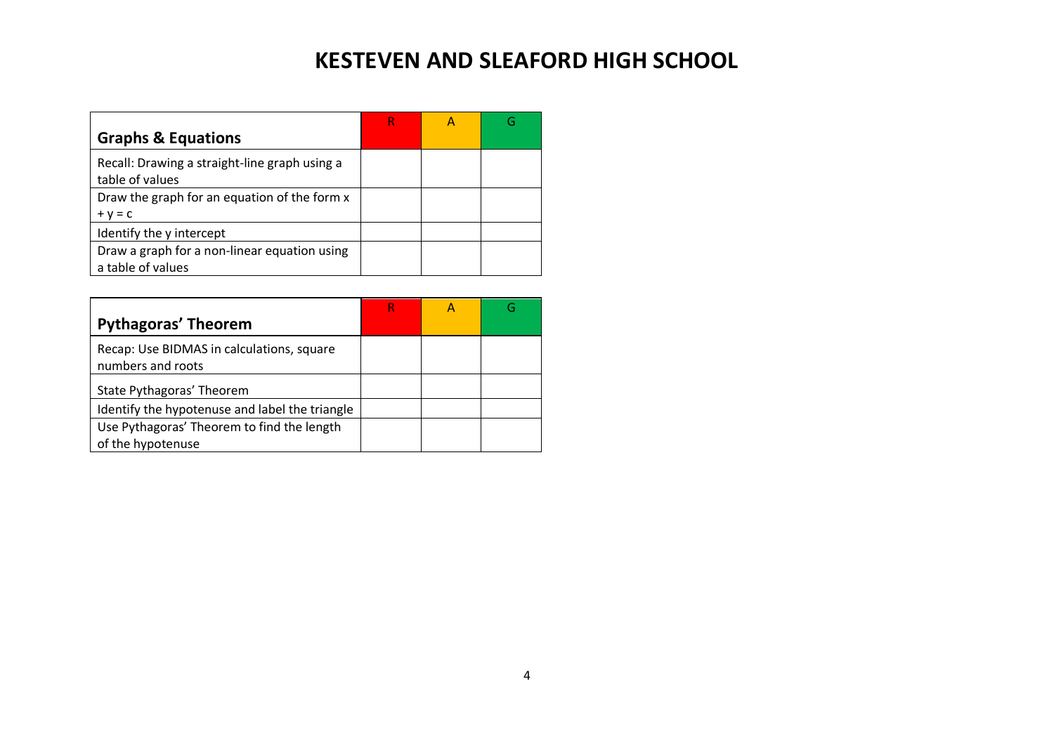# KESTEVEN AND SLEAFORD HIGH SCHOOL

| Graphs & Equations | R | A | G |
|---|---|---|---|
| Recall: Drawing a straight-line graph using a table of values | | | |
| Draw the graph for an equation of the form $x + y = c$ | | | |
| Identify the y intercept | | | |
| Draw a graph for a non-linear equation using a table of values | | | |

| Pythagoras' Theorem | R | A | G |
|---|---|---|---|
| Recap: Use BIDMAS in calculations, square numbers and roots | | | |
| State Pythagoras' Theorem | | | |
| Identify the hypotenuse and label the triangle | | | |
| Use Pythagoras' Theorem to find the length of the hypotenuse | | | |